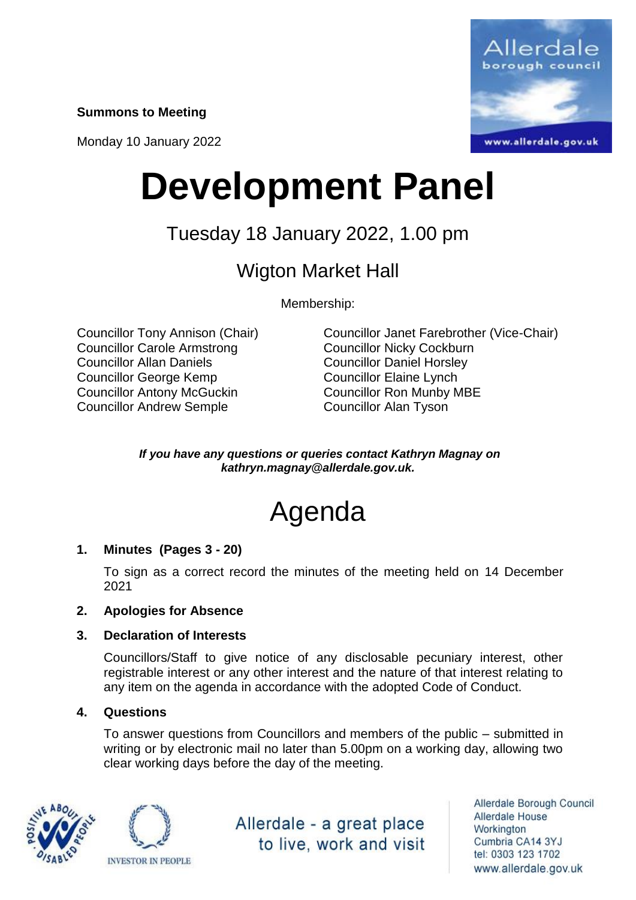**Summons to Meeting**

Monday 10 January 2022

# Development Panel

## Tuesday 18 January 2022, 1.00 pm

## Wigton Market Hall

Membership:

Councillor Tony Annison (Chair)
Councillor Carole Armstrong
Councillor Allan Daniels
Councillor George Kemp
Councillor Antony McGuckin
Councillor Andrew Semple
Councillor Janet Farebrother (Vice-Chair)
Councillor Nicky Cockburn
Councillor Daniel Horsley
Councillor Elaine Lynch
Councillor Ron Munby MBE
Councillor Alan Tyson

***If you have any questions or queries contact Kathryn Magnay on kathryn.magnay@allerdale.gov.uk.***

# Agenda

**1. Minutes (Pages 3 - 20)**

To sign as a correct record the minutes of the meeting held on 14 December 2021

**2. Apologies for Absence**

**3. Declaration of Interests**

Councillors/Staff to give notice of any disclosable pecuniary interest, other registrable interest or any other interest and the nature of that interest relating to any item on the agenda in accordance with the adopted Code of Conduct.

**4. Questions**

To answer questions from Councillors and members of the public – submitted in writing or by electronic mail no later than 5.00pm on a working day, allowing two clear working days before the day of the meeting.

Allerdale - a great place to live, work and visit

Allerdale Borough Council
Allerdale House
Workington
Cumbria CA14 3YJ
tel: 0303 123 1702
www.allerdale.gov.uk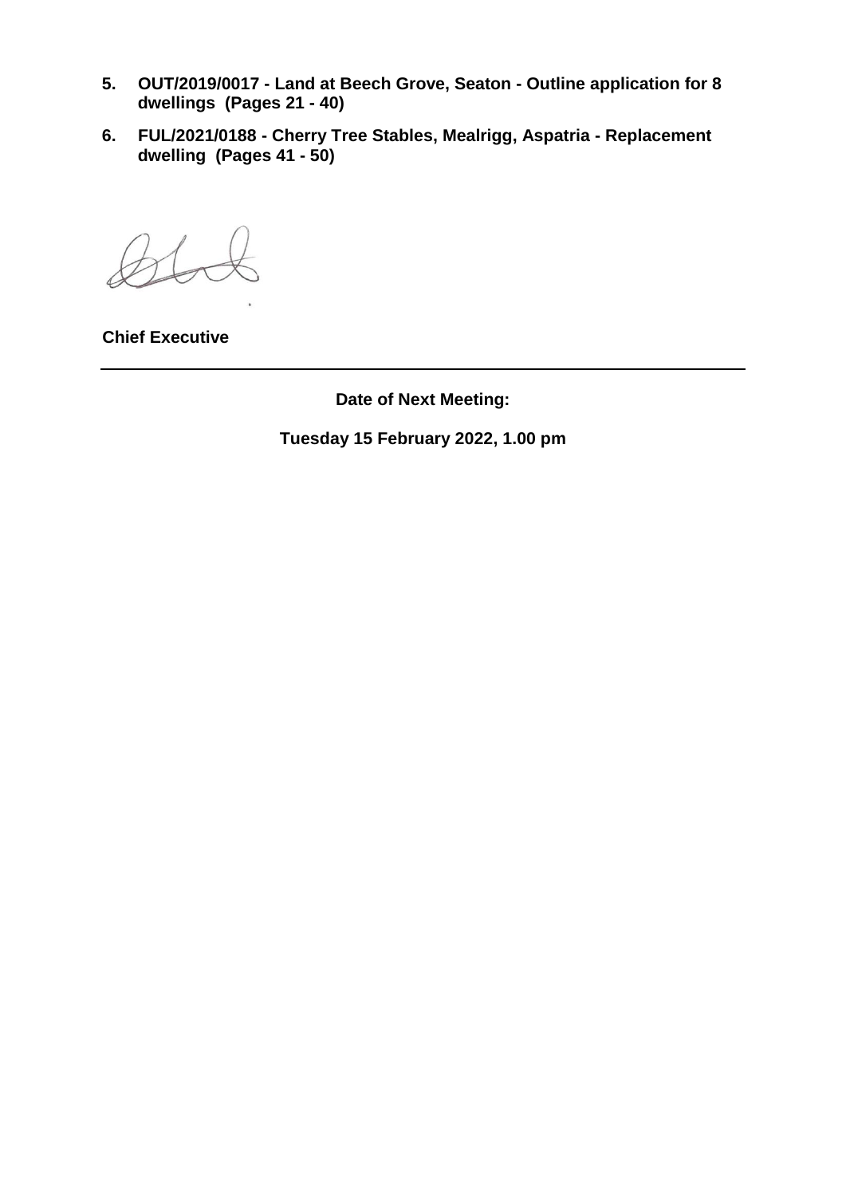5. **OUT/2019/0017 - Land at Beech Grove, Seaton - Outline application for 8 dwellings (Pages 21 - 40)**

6. **FUL/2021/0188 - Cherry Tree Stables, Mealrigg, Aspatria - Replacement dwelling (Pages 41 - 50)**

**Chief Executive**

---

**Date of Next Meeting:**

**Tuesday 15 February 2022, 1.00 pm**